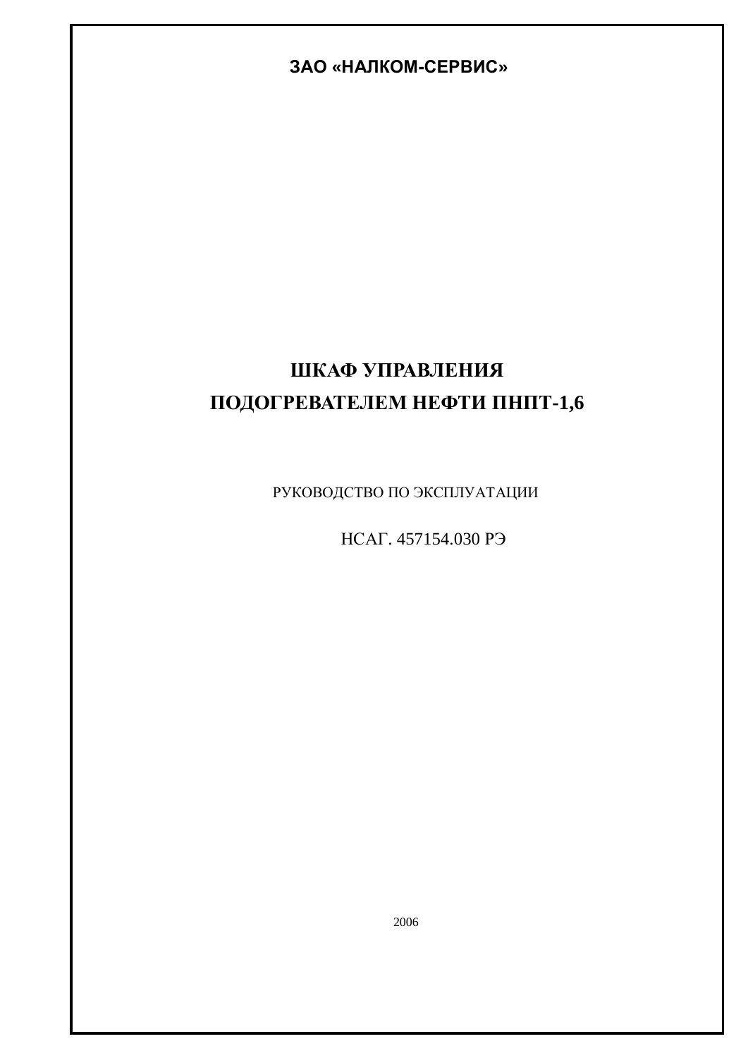**ЗАО «НАЛКОМ-СЕРВИС»**

# ШКАФ УПРАВЛЕНИЯ ПОДОГРЕВАТЕЛЕМ НЕФТИ ПНПТ-1,6

РУКОВОДСТВО ПО ЭКСПЛУАТАЦИИ

НСАГ. 457154.030 РЭ

2006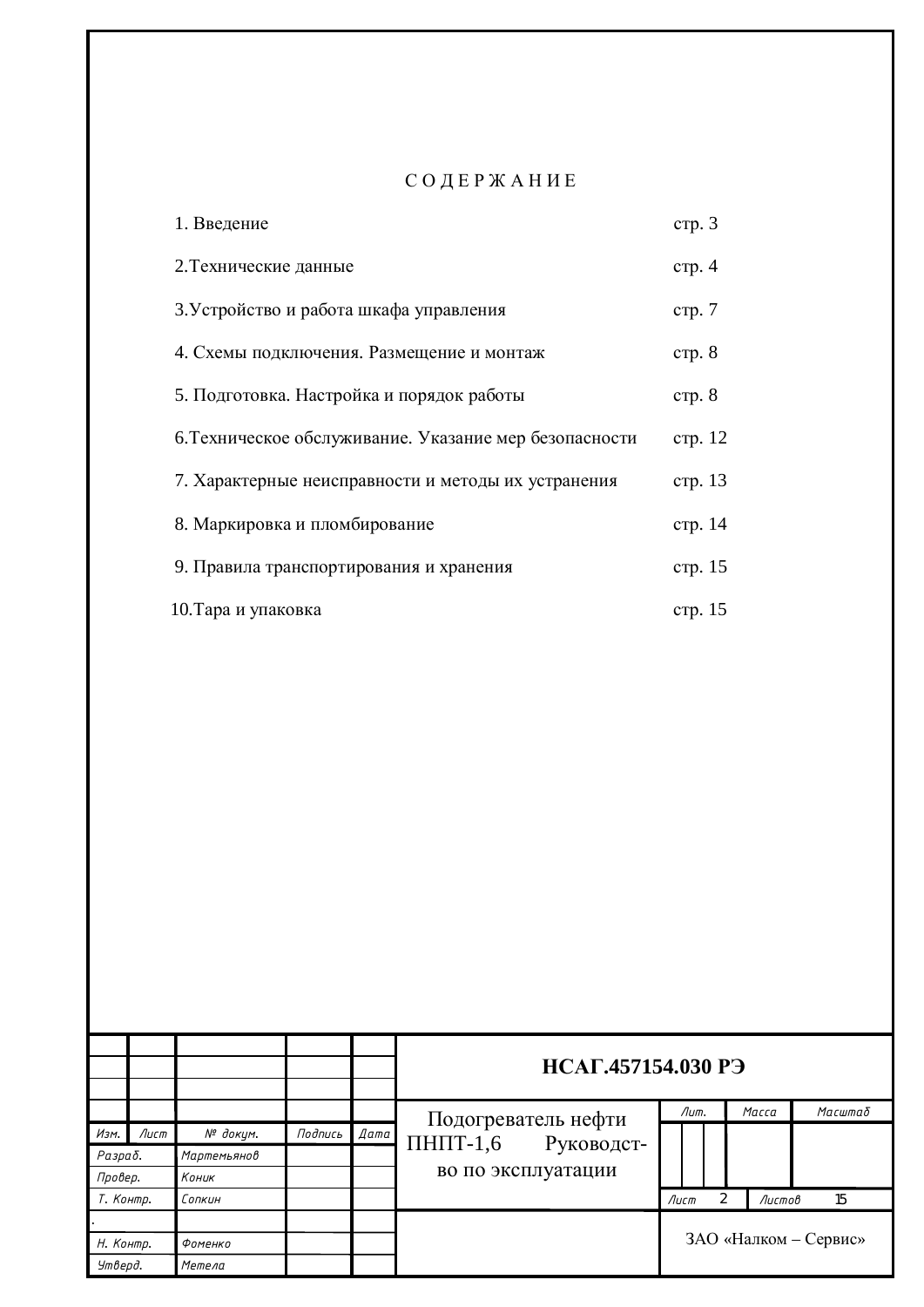# С О Д Е Р Ж А Н И Е

| | |
|---|---|
| 1. Введение | стр. 3 |
| 2.Технические данные | стр. 4 |
| 3.Устройство и работа шкафа управления | стр. 7 |
| 4. Схемы подключения. Размещение и монтаж | стр. 8 |
| 5. Подготовка. Настройка и порядок работы | стр. 8 |
| 6.Техническое обслуживание. Указание мер безопасности | стр. 12 |
| 7. Характерные неисправности и методы их устранения | стр. 13 |
| 8. Маркировка и пломбирование | стр. 14 |
| 9. Правила транспортирования и хранения | стр. 15 |
| 10.Тара и упаковка | стр. 15 |

| Изм. | Лист | № докум. | Подпись | Дата | НСАГ.457154.030 РЭ | | |
|---|---|---|---|---|---|---|---|
| Разраб. | | Мартемьянов | | | Подогреватель нефти ПНПТ-1,6 Руководство по эксплуатации | Лит. | Масса / Масштаб |
| Провер. | | Коник | | | | | |
| Т. Контр. | | Сопкин | | | | Лист 2 | Листов 15 |
| Н. Контр. | | Фоменко | | | | ЗАО «Налком – Сервис» | |
| Утверд. | | Метела | | | | | |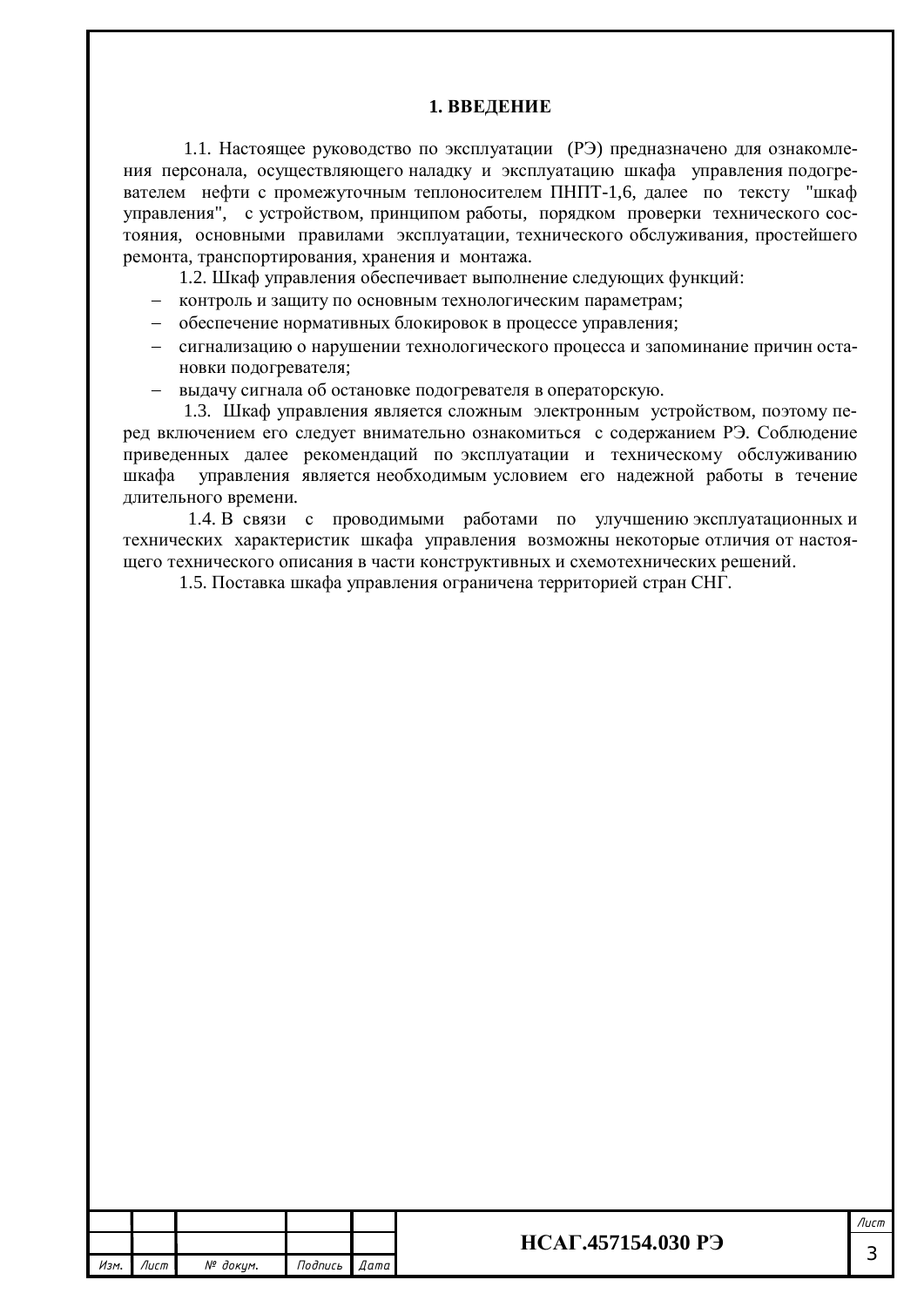# 1. ВВЕДЕНИЕ

1.1. Настоящее руководство по эксплуатации (РЭ) предназначено для ознакомления персонала, осуществляющего наладку и эксплуатацию шкафа управления подогревателем нефти с промежуточным теплоносителем ПНПТ-1,6, далее по тексту "шкаф управления", с устройством, принципом работы, порядком проверки технического состояния, основными правилами эксплуатации, технического обслуживания, простейшего ремонта, транспортирования, хранения и монтажа.

1.2. Шкаф управления обеспечивает выполнение следующих функций:

- контроль и защиту по основным технологическим параметрам;
- обеспечение нормативных блокировок в процессе управления;
- сигнализацию о нарушении технологического процесса и запоминание причин остановки подогревателя;
- выдачу сигнала об остановке подогревателя в операторскую.

1.3. Шкаф управления является сложным электронным устройством, поэтому перед включением его следует внимательно ознакомиться с содержанием РЭ. Соблюдение приведенных далее рекомендаций по эксплуатации и техническому обслуживанию шкафа управления является необходимым условием его надежной работы в течение длительного времени.

1.4. В связи с проводимыми работами по улучшению эксплуатационных и технических характеристик шкафа управления возможны некоторые отличия от настоящего технического описания в части конструктивных и схемотехнических решений.

1.5. Поставка шкафа управления ограничена территорией стран СНГ.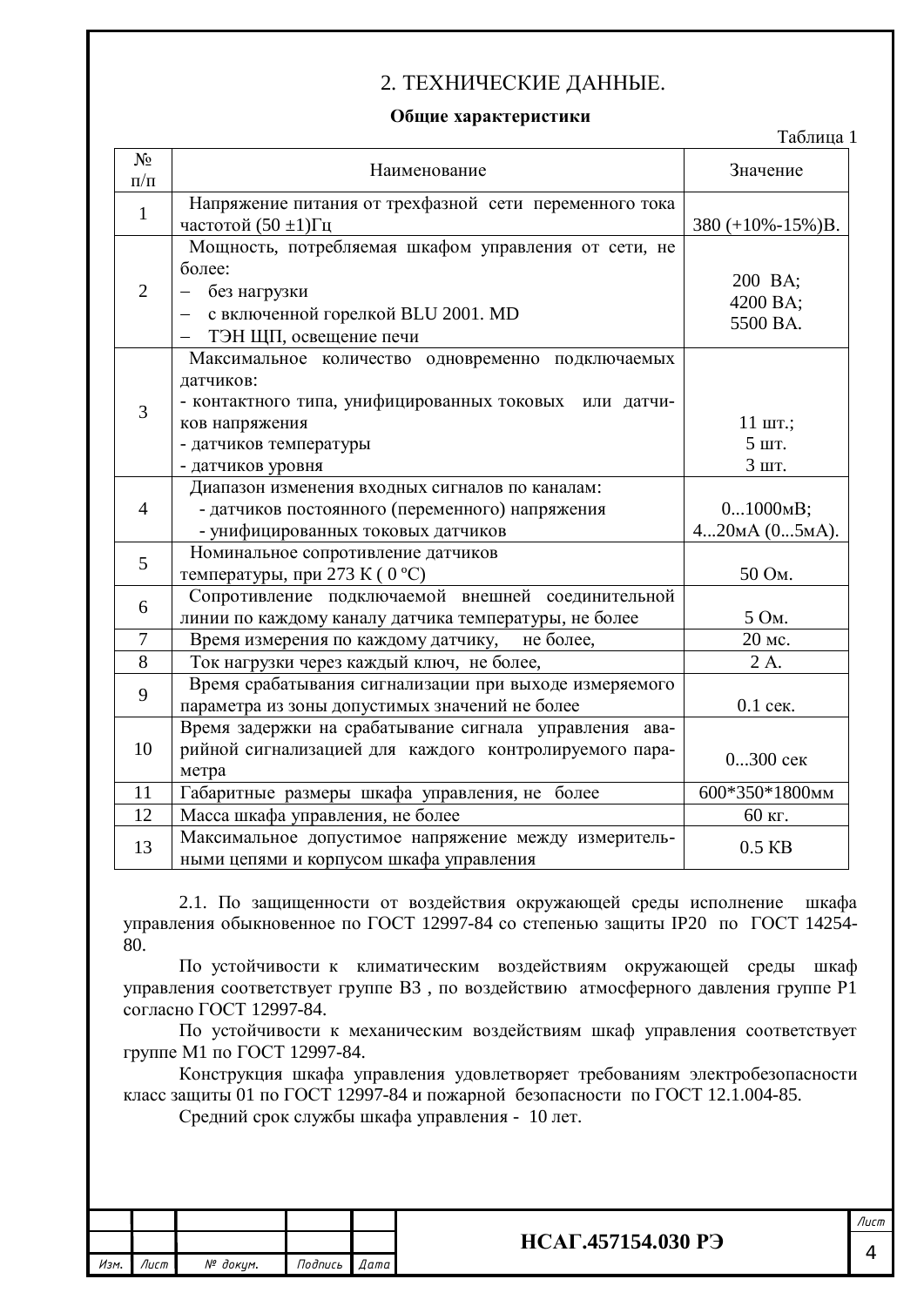## 2. ТЕХНИЧЕСКИЕ ДАННЫЕ.

### Общие характеристики

Таблица 1

| № п/п | Наименование | Значение |
|---|---|---|
| 1 | Напряжение питания от трехфазной сети переменного тока частотой (50 ±1)Гц | 380 (+10%-15%)В. |
| 2 | Мощность, потребляемая шкафом управления от сети, не более:<br>– без нагрузки<br>– с включенной горелкой BLU 2001. MD<br>– ТЭН ЩП, освещение печи | 200 ВА;<br>4200 ВА;<br>5500 ВА. |
| 3 | Максимальное количество одновременно подключаемых датчиков:<br>- контактного типа, унифицированных токовых или датчиков напряжения<br>- датчиков температуры<br>- датчиков уровня | 11 шт.;<br>5 шт.<br>3 шт. |
| 4 | Диапазон изменения входных сигналов по каналам:<br>- датчиков постоянного (переменного) напряжения<br>- унифицированных токовых датчиков | 0...1000мВ;<br>4...20мА (0...5мА). |
| 5 | Номинальное сопротивление датчиков температуры, при 273 К ( 0 °С) | 50 Ом. |
| 6 | Сопротивление подключаемой внешней соединительной линии по каждому каналу датчика температуры, не более | 5 Ом. |
| 7 | Время измерения по каждому датчику, не более, | 20 мс. |
| 8 | Ток нагрузки через каждый ключ, не более, | 2 А. |
| 9 | Время срабатывания сигнализации при выходе измеряемого параметра из зоны допустимых значений не более | 0.1 сек. |
| 10 | Время задержки на срабатывание сигнала управления аварийной сигнализацией для каждого контролируемого параметра | 0...300 сек |
| 11 | Габаритные размеры шкафа управления, не более | 600*350*1800мм |
| 12 | Масса шкафа управления, не более | 60 кг. |
| 13 | Максимальное допустимое напряжение между измерительными цепями и корпусом шкафа управления | 0.5 КВ |

2.1. По защищенности от воздействия окружающей среды исполнение шкафа управления обыкновенное по ГОСТ 12997-84 со степенью защиты IP20 по ГОСТ 14254-80.

По устойчивости к климатическим воздействиям окружающей среды шкаф управления соответствует группе В3 , по воздействию атмосферного давления группе Р1 согласно ГОСТ 12997-84.

По устойчивости к механическим воздействиям шкаф управления соответствует группе М1 по ГОСТ 12997-84.

Конструкция шкафа управления удовлетворяет требованиям электробезопасности класс защиты 01 по ГОСТ 12997-84 и пожарной безопасности по ГОСТ 12.1.004-85.

Средний срок службы шкафа управления - 10 лет.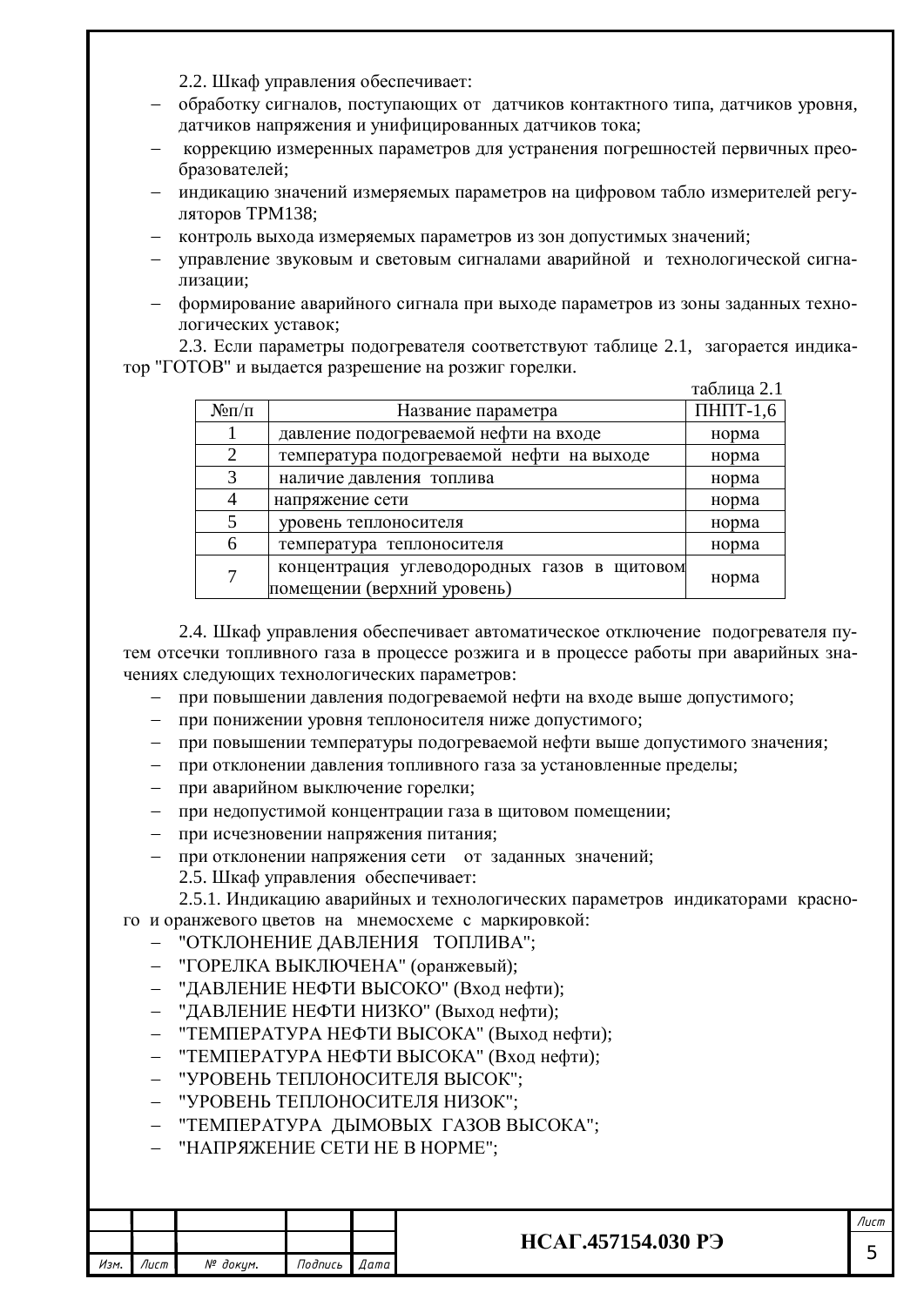2.2. Шкаф управления обеспечивает:

- обработку сигналов, поступающих от датчиков контактного типа, датчиков уровня, датчиков напряжения и унифицированных датчиков тока;
- коррекцию измеренных параметров для устранения погрешностей первичных преобразователей;
- индикацию значений измеряемых параметров на цифровом табло измерителей регуляторов ТРМ138;
- контроль выхода измеряемых параметров из зон допустимых значений;
- управление звуковым и световым сигналами аварийной и технологической сигнализации;
- формирование аварийного сигнала при выходе параметров из зоны заданных технологических уставок;

2.3. Если параметры подогревателя соответствуют таблице 2.1, загорается индикатор "ГОТОВ" и выдается разрешение на розжиг горелки.

таблица 2.1

| №п/п | Название параметра | ПНПТ-1,6 |
|---|---|---|
| 1 | давление подогреваемой нефти на входе | норма |
| 2 | температура подогреваемой нефти на выходе | норма |
| 3 | наличие давления топлива | норма |
| 4 | напряжение сети | норма |
| 5 | уровень теплоносителя | норма |
| 6 | температура теплоносителя | норма |
| 7 | концентрация углеводородных газов в щитовом помещении (верхний уровень) | норма |

2.4. Шкаф управления обеспечивает автоматическое отключение подогревателя путем отсечки топливного газа в процессе розжига и в процессе работы при аварийных значениях следующих технологических параметров:

- при повышении давления подогреваемой нефти на входе выше допустимого;
- при понижении уровня теплоносителя ниже допустимого;
- при повышении температуры подогреваемой нефти выше допустимого значения;
- при отклонении давления топливного газа за установленные пределы;
- при аварийном выключение горелки;
- при недопустимой концентрации газа в щитовом помещении;
- при исчезновении напряжения питания;
- при отклонении напряжения сети от заданных значений;

2.5. Шкаф управления обеспечивает:

2.5.1. Индикацию аварийных и технологических параметров индикаторами красного и оранжевого цветов на мнемосхеме с маркировкой:

- "ОТКЛОНЕНИЕ ДАВЛЕНИЯ ТОПЛИВА";
- "ГОРЕЛКА ВЫКЛЮЧЕНА" (оранжевый);
- "ДАВЛЕНИЕ НЕФТИ ВЫСОКО" (Вход нефти);
- "ДАВЛЕНИЕ НЕФТИ НИЗКО" (Выход нефти);
- "ТЕМПЕРАТУРА НЕФТИ ВЫСОКА" (Выход нефти);
- "ТЕМПЕРАТУРА НЕФТИ ВЫСОКА" (Вход нефти);
- "УРОВЕНЬ ТЕПЛОНОСИТЕЛЯ ВЫСОК";
- "УРОВЕНЬ ТЕПЛОНОСИТЕЛЯ НИЗОК";
- "ТЕМПЕРАТУРА ДЫМОВЫХ ГАЗОВ ВЫСОКА";
- "НАПРЯЖЕНИЕ СЕТИ НЕ В НОРМЕ";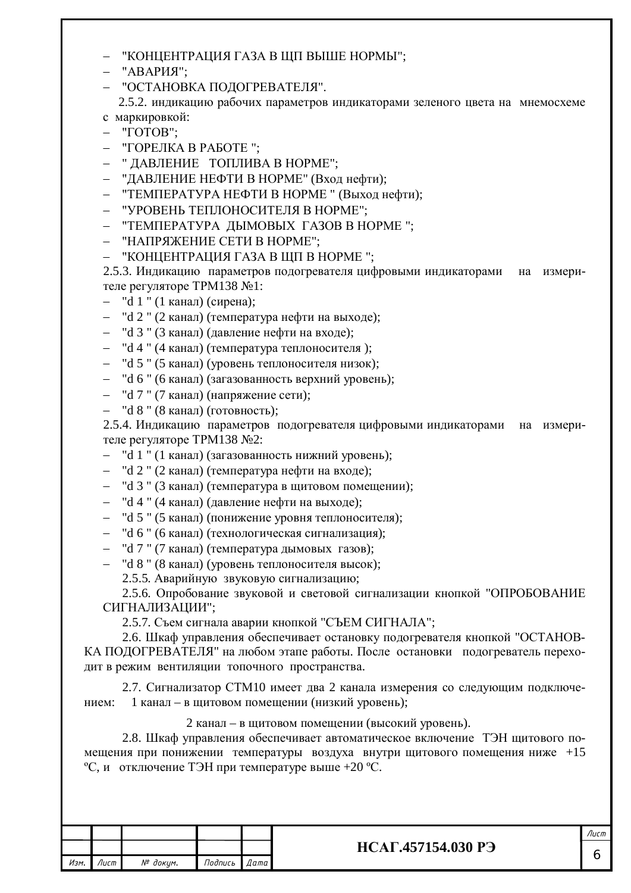- "КОНЦЕНТРАЦИЯ ГАЗА В ЩП ВЫШЕ НОРМЫ";
- "АВАРИЯ";
- "ОСТАНОВКА ПОДОГРЕВАТЕЛЯ".

2.5.2. индикацию рабочих параметров индикаторами зеленого цвета на мнемосхеме с маркировкой:

- "ГОТОВ";
- "ГОРЕЛКА В РАБОТЕ ";
- " ДАВЛЕНИЕ ТОПЛИВА В НОРМЕ";
- "ДАВЛЕНИЕ НЕФТИ В НОРМЕ" (Вход нефти);
- "ТЕМПЕРАТУРА НЕФТИ В НОРМЕ " (Выход нефти);
- "УРОВЕНЬ ТЕПЛОНОСИТЕЛЯ В НОРМЕ";
- "ТЕМПЕРАТУРА ДЫМОВЫХ ГАЗОВ В НОРМЕ ";
- "НАПРЯЖЕНИЕ СЕТИ В НОРМЕ";
- "КОНЦЕНТРАЦИЯ ГАЗА В ЩП В НОРМЕ ";

2.5.3. Индикацию параметров подогревателя цифровыми индикаторами на измерителе регуляторе ТРМ138 №1:

- "d 1 " (1 канал) (сирена);
- "d 2 " (2 канал) (температура нефти на выходе);
- "d 3 " (3 канал) (давление нефти на входе);
- "d 4 " (4 канал) (температура теплоносителя );
- "d 5 " (5 канал) (уровень теплоносителя низок);
- "d 6 " (6 канал) (загазованность верхний уровень);
- "d 7 " (7 канал) (напряжение сети);
- "d 8 " (8 канал) (готовность);

2.5.4. Индикацию параметров подогревателя цифровыми индикаторами на измерителе регуляторе ТРМ138 №2:

- "d 1 " (1 канал) (загазованность нижний уровень);
- "d 2 " (2 канал) (температура нефти на входе);
- "d 3 " (3 канал) (температура в щитовом помещении);
- "d 4 " (4 канал) (давление нефти на выходе);
- "d 5 " (5 канал) (понижение уровня теплоносителя);
- "d 6 " (6 канал) (технологическая сигнализация);
- "d 7 " (7 канал) (температура дымовых газов);
- "d 8 " (8 канал) (уровень теплоносителя высок);

2.5.5. Аварийную звуковую сигнализацию;

2.5.6. Опробование звуковой и световой сигнализации кнопкой "ОПРОБОВАНИЕ СИГНАЛИЗАЦИИ";

2.5.7. Съем сигнала аварии кнопкой "СЪЕМ СИГНАЛА";

2.6. Шкаф управления обеспечивает остановку подогревателя кнопкой "ОСТАНОВКА ПОДОГРЕВАТЕЛЯ" на любом этапе работы. После остановки подогреватель переходит в режим вентиляции топочного пространства.

2.7. Сигнализатор СТМ10 имеет два 2 канала измерения со следующим подключением: 1 канал – в щитовом помещении (низкий уровень);

2 канал – в щитовом помещении (высокий уровень).

2.8. Шкаф управления обеспечивает автоматическое включение ТЭН щитового помещения при понижении температуры воздуха внутри щитового помещения ниже +15 ºC, и отключение ТЭН при температуре выше +20 ºC.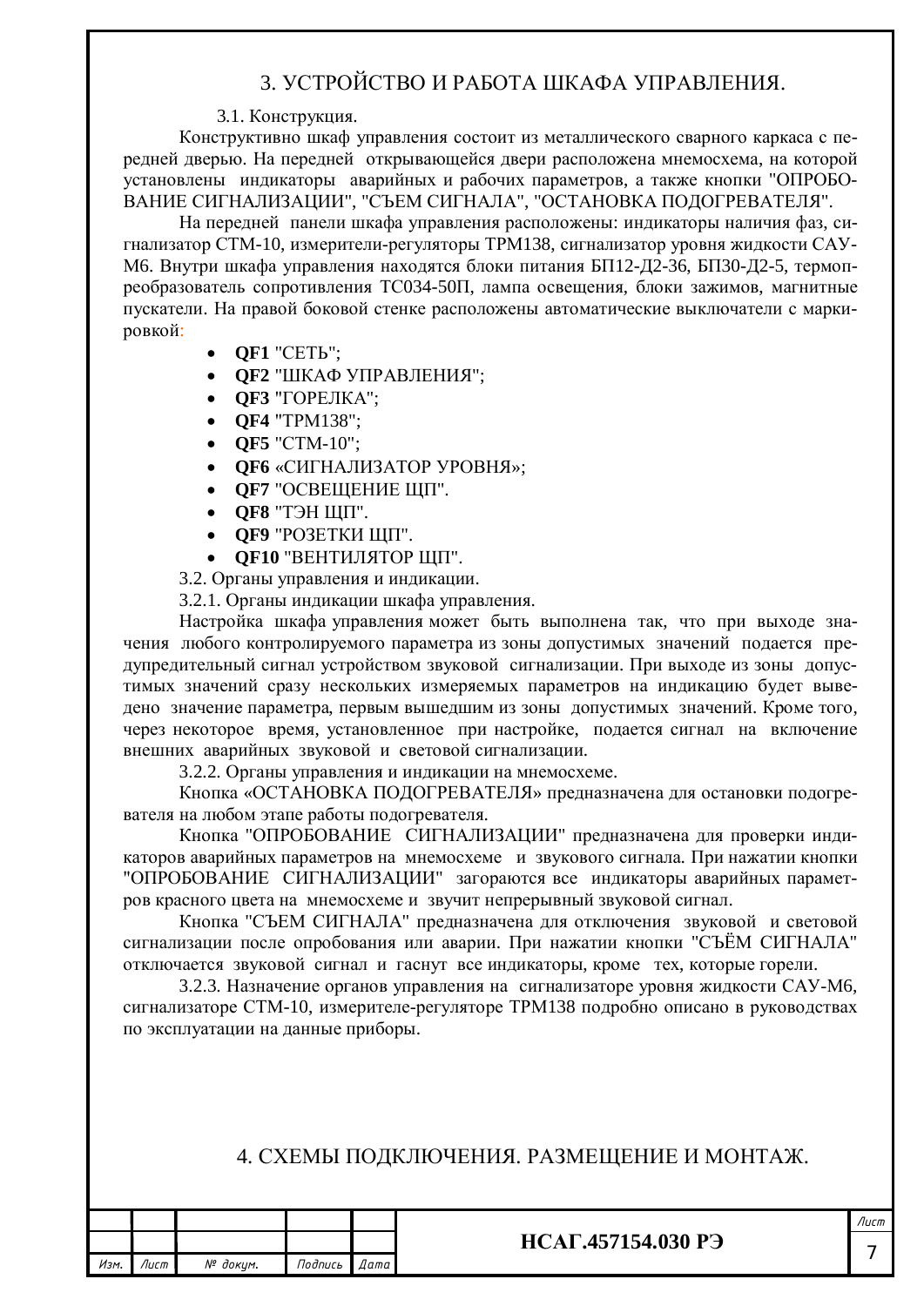# 3. УСТРОЙСТВО И РАБОТА ШКАФА УПРАВЛЕНИЯ.

## 3.1. Конструкция.

Конструктивно шкаф управления состоит из металлического сварного каркаса с передней дверью. На передней открывающейся двери расположена мнемосхема, на которой установлены индикаторы аварийных и рабочих параметров, а также кнопки "ОПРОБОВАНИЕ СИГНАЛИЗАЦИИ", "СЪЕМ СИГНАЛА", "ОСТАНОВКА ПОДОГРЕВАТЕЛЯ".

На передней панели шкафа управления расположены: индикаторы наличия фаз, сигнализатор СТМ-10, измерители-регуляторы ТРМ138, сигнализатор уровня жидкости САУ-М6. Внутри шкафа управления находятся блоки питания БП12-Д2-36, БП30-Д2-5, термопреобразователь сопротивления ТС034-50П, лампа освещения, блоки зажимов, магнитные пускатели. На правой боковой стенке расположены автоматические выключатели с маркировкой:

- **QF1** "СЕТЬ";
- **QF2** "ШКАФ УПРАВЛЕНИЯ";
- **QF3** "ГОРЕЛКА";
- **QF4** "ТРМ138";
- **QF5** "СТМ-10";
- **QF6** «СИГНАЛИЗАТОР УРОВНЯ»;
- **QF7** "ОСВЕЩЕНИЕ ЩП".
- **QF8** "ТЭН ЩП".
- **QF9** "РОЗЕТКИ ЩП".
- **QF10** "ВЕНТИЛЯТОР ЩП".

## 3.2. Органы управления и индикации.

### 3.2.1. Органы индикации шкафа управления.

Настройка шкафа управления может быть выполнена так, что при выходе значения любого контролируемого параметра из зоны допустимых значений подается предупредительный сигнал устройством звуковой сигнализации. При выходе из зоны допустимых значений сразу нескольких измеряемых параметров на индикацию будет выведено значение параметра, первым вышедшим из зоны допустимых значений. Кроме того, через некоторое время, установленное при настройке, подается сигнал на включение внешних аварийных звуковой и световой сигнализации.

### 3.2.2. Органы управления и индикации на мнемосхеме.

Кнопка «ОСТАНОВКА ПОДОГРЕВАТЕЛЯ» предназначена для остановки подогревателя на любом этапе работы подогревателя.

Кнопка "ОПРОБОВАНИЕ СИГНАЛИЗАЦИИ" предназначена для проверки индикаторов аварийных параметров на мнемосхеме и звукового сигнала. При нажатии кнопки "ОПРОБОВАНИЕ СИГНАЛИЗАЦИИ" загораются все индикаторы аварийных параметров красного цвета на мнемосхеме и звучит непрерывный звуковой сигнал.

Кнопка "СЪЕМ СИГНАЛА" предназначена для отключения звуковой и световой сигнализации после опробования или аварии. При нажатии кнопки "СЪЁМ СИГНАЛА" отключается звуковой сигнал и гаснут все индикаторы, кроме тех, которые горели.

### 3.2.3.

Назначение органов управления на сигнализаторе уровня жидкости САУ-М6, сигнализаторе СТМ-10, измерителе-регуляторе ТРМ138 подробно описано в руководствах по эксплуатации на данные приборы.

# 4. СХЕМЫ ПОДКЛЮЧЕНИЯ. РАЗМЕЩЕНИЕ И МОНТАЖ.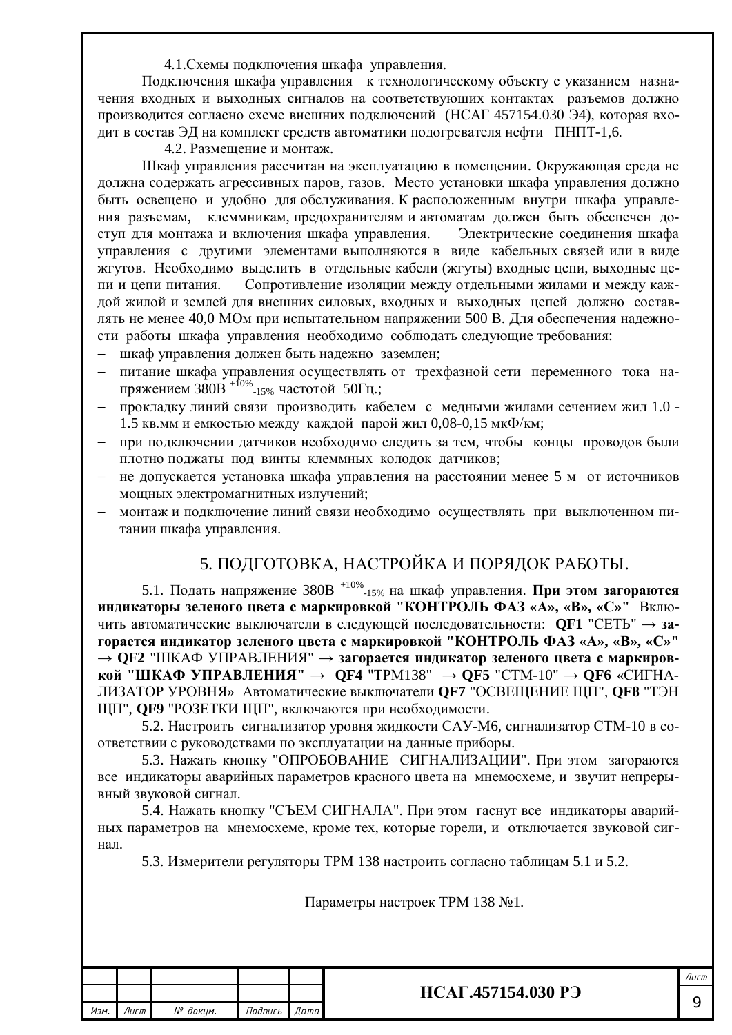4.1.Схемы подключения шкафа управления.

Подключения шкафа управления к технологическому объекту с указанием назначения входных и выходных сигналов на соответствующих контактах разъемов должно производится согласно схеме внешних подключений (НСАГ 457154.030 Э4), которая входит в состав ЭД на комплект средств автоматики подогревателя нефти ПНПТ-1,6.

4.2. Размещение и монтаж.

Шкаф управления рассчитан на эксплуатацию в помещении. Окружающая среда не должна содержать агрессивных паров, газов. Место установки шкафа управления должно быть освещено и удобно для обслуживания. К расположенным внутри шкафа управления разъемам, клеммникам, предохранителям и автоматам должен быть обеспечен доступ для монтажа и включения шкафа управления. Электрические соединения шкафа управления с другими элементами выполняются в виде кабельных связей или в виде жгутов. Необходимо выделить в отдельные кабели (жгуты) входные цепи, выходные цепи и цепи питания. Сопротивление изоляции между отдельными жилами и между каждой жилой и землей для внешних силовых, входных и выходных цепей должно составлять не менее 40,0 МОм при испытательном напряжении 500 В. Для обеспечения надежности работы шкафа управления необходимо соблюдать следующие требования:

- шкаф управления должен быть надежно заземлен;
- питание шкафа управления осуществлять от трехфазной сети переменного тока напряжением 380В $^{+10\%}_{-15\%}$ частотой 50Гц.;
- прокладку линий связи производить кабелем с медными жилами сечением жил 1.0 - 1.5 кв.мм и емкостью между каждой парой жил 0,08-0,15 мкФ/км;
- при подключении датчиков необходимо следить за тем, чтобы концы проводов были плотно поджаты под винты клеммных колодок датчиков;
- не допускается установка шкафа управления на расстоянии менее 5 м от источников мощных электромагнитных излучений;
- монтаж и подключение линий связи необходимо осуществлять при выключенном питании шкафа управления.

## 5. ПОДГОТОВКА, НАСТРОЙКА И ПОРЯДОК РАБОТЫ.

5.1. Подать напряжение 380В $^{+10\%}_{-15\%}$ на шкаф управления. **При этом загораются индикаторы зеленого цвета с маркировкой "КОНТРОЛЬ ФАЗ «А», «В», «С»"** Включить автоматические выключатели в следующей последовательности: **QF1** "СЕТЬ" → **загорается индикатор зеленого цвета с маркировкой "КОНТРОЛЬ ФАЗ «А», «В», «С»"** → **QF2** "ШКАФ УПРАВЛЕНИЯ" → **загорается индикатор зеленого цвета с маркировкой "ШКАФ УПРАВЛЕНИЯ"** → **QF4** "ТРМ138" → **QF5** "СТМ-10" → **QF6** «СИГНАЛИЗАТОР УРОВНЯ» Автоматические выключатели **QF7** "ОСВЕЩЕНИЕ ЩП", **QF8** "ТЭН ЩП", **QF9** "РОЗЕТКИ ЩП", включаются при необходимости.

5.2. Настроить сигнализатор уровня жидкости САУ-М6, сигнализатор СТМ-10 в соответствии с руководствами по эксплуатации на данные приборы.

5.3. Нажать кнопку "ОПРОБОВАНИЕ СИГНАЛИЗАЦИИ". При этом загораются все индикаторы аварийных параметров красного цвета на мнемосхеме, и звучит непрерывный звуковой сигнал.

5.4. Нажать кнопку "СЪЕМ СИГНАЛА". При этом гаснут все индикаторы аварийных параметров на мнемосхеме, кроме тех, которые горели, и отключается звуковой сигнал.

5.3. Измерители регуляторы ТРМ 138 настроить согласно таблицам 5.1 и 5.2.

Параметры настроек ТРМ 138 №1.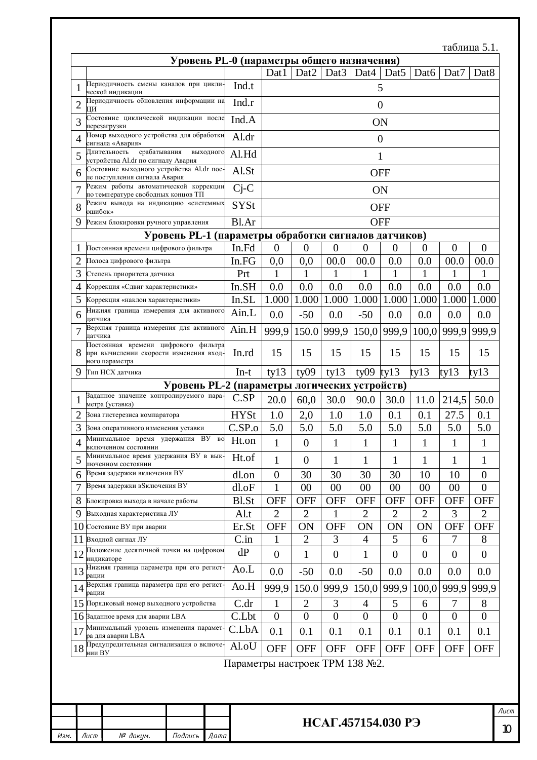таблица 5.1.

| Уровень PL-0 (параметры общего назначения) | | | | | | | | | | |
|---|---|---|---|---|---|---|---|---|---|---|
| | | | Dat1 | Dat2 | Dat3 | Dat4 | Dat5 | Dat6 | Dat7 | Dat8 |
| 1 | Периодичность смены каналов при циклической индикации | Ind.t | 5 | | | | | | | |
| 2 | Периодичность обновления информации на ЦИ | Ind.r | 0 | | | | | | | |
| 3 | Состояние циклической индикации после перезагрузки | Ind.A | ON | | | | | | | |
| 4 | Номер выходного устройства для обработки сигнала «Авария» | Al.dr | 0 | | | | | | | |
| 5 | Длительность срабатывания выходного устройства Al.dr по сигналу Авария | Al.Hd | 1 | | | | | | | |
| 6 | Состояние выходного устройства Al.dr после поступления сигнала Авария | Al.St | OFF | | | | | | | |
| 7 | Режим работы автоматической коррекции по температуре свободных концов ТП | Cj-C | ON | | | | | | | |
| 8 | Режим вывода на индикацию «системных ошибок» | SYSt | OFF | | | | | | | |
| 9 | Режим блокировки ручного управления | Bl.Ar | OFF | | | | | | | |
| **Уровень PL-1 (параметры обработки сигналов датчиков)** | | | | | | | | | | |
| 1 | Постоянная времени цифрового фильтра | In.Fd | 0 | 0 | 0 | 0 | 0 | 0 | 0 | 0 |
| 2 | Полоса цифрового фильтра | In.FG | 0,0 | 0,0 | 00.0 | 00.0 | 0.0 | 0.0 | 00.0 | 00.0 |
| 3 | Степень приоритета датчика | Prt | 1 | 1 | 1 | 1 | 1 | 1 | 1 | 1 |
| 4 | Коррекция «Сдвиг характеристики» | In.SH | 0.0 | 0.0 | 0.0 | 0.0 | 0.0 | 0.0 | 0.0 | 0.0 |
| 5 | Коррекция «наклон характеристики» | In.SL | 1.000 | 1.000 | 1.000 | 1.000 | 1.000 | 1.000 | 1.000 | 1.000 |
| 6 | Нижняя граница измерения для активного датчика | Ain.L | 0.0 | -50 | 0.0 | -50 | 0.0 | 0.0 | 0.0 | 0.0 |
| 7 | Верхняя граница измерения для активного датчика | Ain.H | 999,9 | 150.0 | 999,9 | 150,0 | 999,9 | 100,0 | 999,9 | 999,9 |
| 8 | Постоянная времени цифрового фильтра при вычислении скорости изменения входного параметра | In.rd | 15 | 15 | 15 | 15 | 15 | 15 | 15 | 15 |
| 9 | Тип НСХ датчика | In-t | ty13 | ty09 | ty13 | ty09 | ty13 | ty13 | ty13 | ty13 |
| **Уровень PL-2 (параметры логических устройств)** | | | | | | | | | | |
| 1 | Заданное значение контролируемого параметра (уставка) | C.SP | 20.0 | 60,0 | 30.0 | 90.0 | 30.0 | 11.0 | 214,5 | 50.0 |
| 2 | Зона гистерезиса компаратора | HYSt | 1.0 | 2,0 | 1.0 | 1.0 | 0.1 | 0.1 | 27.5 | 0.1 |
| 3 | Зона оперативного изменения уставки | C.SP.o | 5.0 | 5.0 | 5.0 | 5.0 | 5.0 | 5.0 | 5.0 | 5.0 |
| 4 | Минимальное время удержания ВУ во включенном состоянии | Ht.on | 1 | 0 | 1 | 1 | 1 | 1 | 1 | 1 |
| 5 | Минимальное время удержания ВУ в выключенном состоянии | Ht.of | 1 | 0 | 1 | 1 | 1 | 1 | 1 | 1 |
| 6 | Время задержки включения ВУ | dl.on | 0 | 30 | 30 | 30 | 30 | 10 | 10 | 0 |
| 7 | Время задержки вSключения ВУ | dl.oF | 1 | 00 | 00 | 00 | 00 | 00 | 00 | 0 |
| 8 | Блокировка выхода в начале работы | Bl.St | OFF | OFF | OFF | OFF | OFF | OFF | OFF | OFF |
| 9 | Выходная характеристика ЛУ | Al.t | 2 | 2 | 1 | 2 | 2 | 2 | 3 | 2 |
| 10 | Состояние ВУ при аварии | Er.St | OFF | ON | OFF | ON | ON | ON | OFF | OFF |
| 11 | Входной сигнал ЛУ | C.in | 1 | 2 | 3 | 4 | 5 | 6 | 7 | 8 |
| 12 | Положение десятичной точки на цифровом индикаторе | dP | 0 | 1 | 0 | 1 | 0 | 0 | 0 | 0 |
| 13 | Нижняя граница параметра при его регистрации | Ao.L | 0.0 | -50 | 0.0 | -50 | 0.0 | 0.0 | 0.0 | 0.0 |
| 14 | Верхняя граница параметра при его регистрации | Ao.H | 999,9 | 150.0 | 999,9 | 150,0 | 999,9 | 100,0 | 999,9 | 999,9 |
| 15 | Порядковый номер выходного устройства | C.dr | 1 | 2 | 3 | 4 | 5 | 6 | 7 | 8 |
| 16 | Заданное время для аварии LBA | C.Lbt | 0 | 0 | 0 | 0 | 0 | 0 | 0 | 0 |
| 17 | Минимальный уровень изменения параметра для аварии LBA | C.LbA | 0.1 | 0.1 | 0.1 | 0.1 | 0.1 | 0.1 | 0.1 | 0.1 |
| 18 | Предупредительная сигнализация о включении ВУ | Al.oU | OFF | OFF | OFF | OFF | OFF | OFF | OFF | OFF |

Параметры настроек ТРМ 138 №2.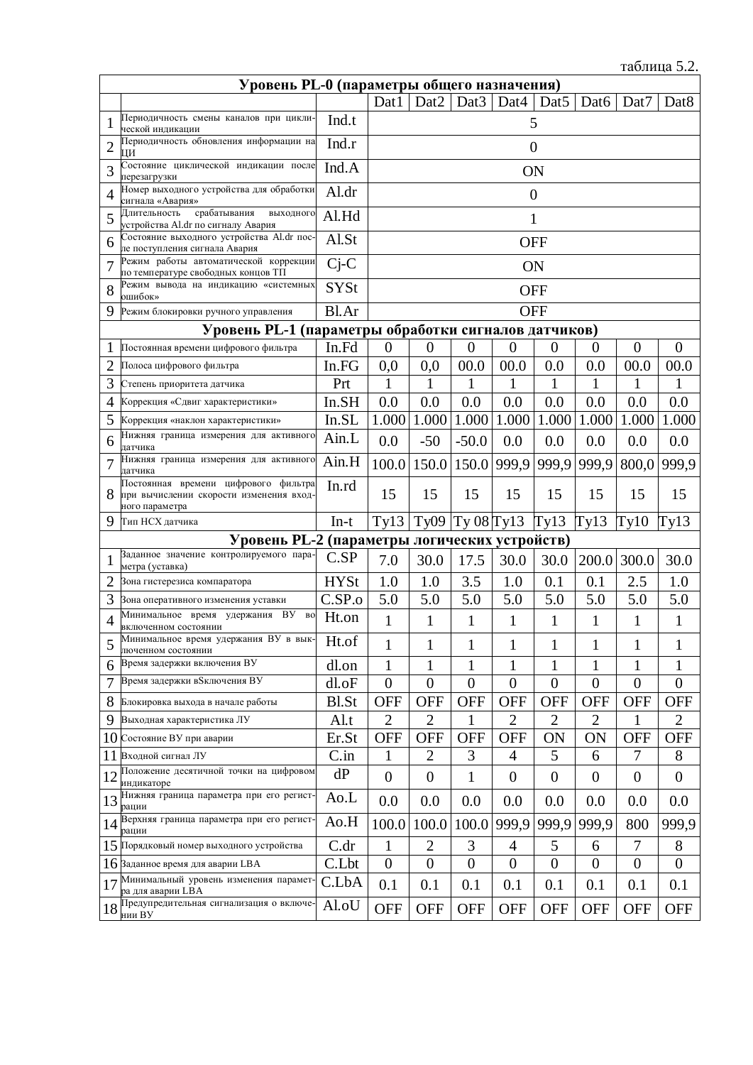таблица 5.2.

| Уровень PL-0 (параметры общего назначения) | | | | | | | | | | |
|---|---|---|---|---|---|---|---|---|---|---|
| | | | Dat1 | Dat2 | Dat3 | Dat4 | Dat5 | Dat6 | Dat7 | Dat8 |
| 1 | Периодичность смены каналов при циклической индикации | Ind.t | 5 | | | | | | | |
| 2 | Периодичность обновления информации на ЦИ | Ind.r | 0 | | | | | | | |
| 3 | Состояние циклической индикации после перезагрузки | Ind.A | ON | | | | | | | |
| 4 | Номер выходного устройства для обработки сигнала «Авария» | Al.dr | 0 | | | | | | | |
| 5 | Длительность срабатывания выходного устройства Al.dr по сигналу Авария | Al.Hd | 1 | | | | | | | |
| 6 | Состояние выходного устройства Al.dr после поступления сигнала Авария | Al.St | OFF | | | | | | | |
| 7 | Режим работы автоматической коррекции по температуре свободных концов ТП | Cj-C | ON | | | | | | | |
| 8 | Режим вывода на индикацию «системных ошибок» | SYSt | OFF | | | | | | | |
| 9 | Режим блокировки ручного управления | Bl.Ar | OFF | | | | | | | |
| **Уровень PL-1 (параметры обработки сигналов датчиков)** | | | | | | | | | | |
| 1 | Постоянная времени цифрового фильтра | In.Fd | 0 | 0 | 0 | 0 | 0 | 0 | 0 | 0 |
| 2 | Полоса цифрового фильтра | In.FG | 0,0 | 0,0 | 00.0 | 00.0 | 0.0 | 0.0 | 00.0 | 00.0 |
| 3 | Степень приоритета датчика | Prt | 1 | 1 | 1 | 1 | 1 | 1 | 1 | 1 |
| 4 | Коррекция «Сдвиг характеристики» | In.SH | 0.0 | 0.0 | 0.0 | 0.0 | 0.0 | 0.0 | 0.0 | 0.0 |
| 5 | Коррекция «наклон характеристики» | In.SL | 1.000 | 1.000 | 1.000 | 1.000 | 1.000 | 1.000 | 1.000 | 1.000 |
| 6 | Нижняя граница измерения для активного датчика | Ain.L | 0.0 | -50 | -50.0 | 0.0 | 0.0 | 0.0 | 0.0 | 0.0 |
| 7 | Нижняя граница измерения для активного датчика | Ain.H | 100.0 | 150.0 | 150.0 | 999,9 | 999,9 | 999,9 | 800,0 | 999,9 |
| 8 | Постоянная времени цифрового фильтра при вычислении скорости изменения входного параметра | In.rd | 15 | 15 | 15 | 15 | 15 | 15 | 15 | 15 |
| 9 | Тип НСХ датчика | In-t | Ту13 | Ту09 | Ту 08 | Ту13 | Ту13 | Ту13 | Ту10 | Ту13 |
| **Уровень PL-2 (параметры логических устройств)** | | | | | | | | | | |
| 1 | Заданное значение контролируемого параметра (уставка) | C.SP | 7.0 | 30.0 | 17.5 | 30.0 | 30.0 | 200.0 | 300.0 | 30.0 |
| 2 | Зона гистерезиса компаратора | HYSt | 1.0 | 1.0 | 3.5 | 1.0 | 0.1 | 0.1 | 2.5 | 1.0 |
| 3 | Зона оперативного изменения уставки | C.SP.o | 5.0 | 5.0 | 5.0 | 5.0 | 5.0 | 5.0 | 5.0 | 5.0 |
| 4 | Минимальное время удержания ВУ во включенном состоянии | Ht.on | 1 | 1 | 1 | 1 | 1 | 1 | 1 | 1 |
| 5 | Минимальное время удержания ВУ в выключенном состоянии | Ht.of | 1 | 1 | 1 | 1 | 1 | 1 | 1 | 1 |
| 6 | Время задержки включения ВУ | dl.on | 1 | 1 | 1 | 1 | 1 | 1 | 1 | 1 |
| 7 | Время задержки вSключения ВУ | dl.oF | 0 | 0 | 0 | 0 | 0 | 0 | 0 | 0 |
| 8 | Блокировка выхода в начале работы | Bl.St | OFF | OFF | OFF | OFF | OFF | OFF | OFF | OFF |
| 9 | Выходная характеристика ЛУ | Al.t | 2 | 2 | 1 | 2 | 2 | 2 | 1 | 2 |
| 10 | Состояние ВУ при аварии | Er.St | OFF | OFF | OFF | OFF | ON | ON | OFF | OFF |
| 11 | Входной сигнал ЛУ | C.in | 1 | 2 | 3 | 4 | 5 | 6 | 7 | 8 |
| 12 | Положение десятичной точки на цифровом индикаторе | dP | 0 | 0 | 1 | 0 | 0 | 0 | 0 | 0 |
| 13 | Нижняя граница параметра при его регистрации | Ao.L | 0.0 | 0.0 | 0.0 | 0.0 | 0.0 | 0.0 | 0.0 | 0.0 |
| 14 | Верхняя граница параметра при его регистрации | Ao.H | 100.0 | 100.0 | 100.0 | 999,9 | 999,9 | 999,9 | 800 | 999,9 |
| 15 | Порядковый номер выходного устройства | C.dr | 1 | 2 | 3 | 4 | 5 | 6 | 7 | 8 |
| 16 | Заданное время для аварии LBA | C.Lbt | 0 | 0 | 0 | 0 | 0 | 0 | 0 | 0 |
| 17 | Минимальный уровень изменения параметра для аварии LBA | C.LbA | 0.1 | 0.1 | 0.1 | 0.1 | 0.1 | 0.1 | 0.1 | 0.1 |
| 18 | Предупредительная сигнализация о включении ВУ | Al.oU | OFF | OFF | OFF | OFF | OFF | OFF | OFF | OFF |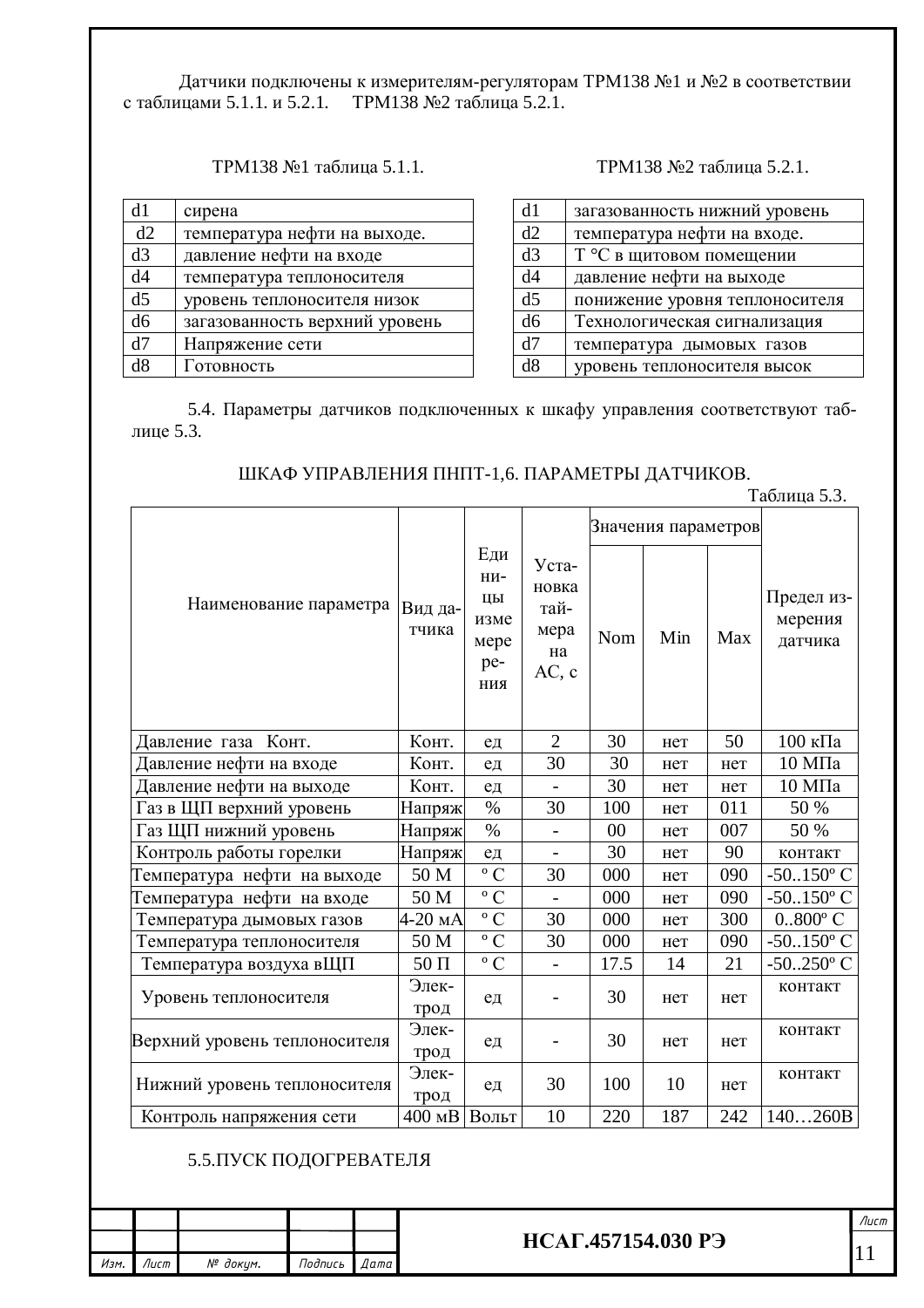Датчики подключены к измерителям-регуляторам ТРМ138 №1 и №2 в соответствии с таблицами 5.1.1. и 5.2.1.    ТРМ138 №2 таблица 5.2.1.

ТРМ138 №1 таблица 5.1.1.

| | |
|---|---|
| d1 | сирена |
| d2 | температура нефти на выходе. |
| d3 | давление нефти на входе |
| d4 | температура теплоносителя |
| d5 | уровень теплоносителя низок |
| d6 | загазованность верхний уровень |
| d7 | Напряжение сети |
| d8 | Готовность |

ТРМ138 №2 таблица 5.2.1.

| | |
|---|---|
| d1 | загазованность нижний уровень |
| d2 | температура нефти на входе. |
| d3 | Т °С в щитовом помещении |
| d4 | давление нефти на выходе |
| d5 | понижение уровня теплоносителя |
| d6 | Технологическая сигнализация |
| d7 | температура дымовых газов |
| d8 | уровень теплоносителя высок |

5.4. Параметры датчиков подключенных к шкафу управления соответствуют таблице 5.3.

ШКАФ УПРАВЛЕНИЯ ПНПТ-1,6. ПАРАМЕТРЫ ДАТЧИКОВ.

Таблица 5.3.

| Наименование параметра | Вид датчика | Единицы измерения | Установка таймера на АС, с | Значения параметров | | | Предел измерения датчика |
|---|---|---|---|---|---|---|---|
| | | | | Nom | Min | Max | |
| Давление газа Конт. | Конт. | ед | 2 | 30 | нет | 50 | 100 кПа |
| Давление нефти на входе | Конт. | ед | 30 | 30 | нет | нет | 10 МПа |
| Давление нефти на выходе | Конт. | ед | - | 30 | нет | нет | 10 МПа |
| Газ в ЩП верхний уровень | Напряж | % | 30 | 100 | нет | 011 | 50 % |
| Газ ЩП нижний уровень | Напряж | % | - | 00 | нет | 007 | 50 % |
| Контроль работы горелки | Напряж | ед | - | 30 | нет | 90 | контакт |
| Температура нефти на выходе | 50 М | º С | 30 | 000 | нет | 090 | -50..150º С |
| Температура нефти на входе | 50 М | º С | - | 000 | нет | 090 | -50..150º С |
| Температура дымовых газов | 4-20 мА | º С | 30 | 000 | нет | 300 | 0..800º С |
| Температура теплоносителя | 50 М | º С | 30 | 000 | нет | 090 | -50..150º С |
| Температура воздуха вЩП | 50 П | º С | - | 17.5 | 14 | 21 | -50..250º С |
| Уровень теплоносителя | Электрод | ед | - | 30 | нет | нет | контакт |
| Верхний уровень теплоносителя | Электрод | ед | - | 30 | нет | нет | контакт |
| Нижний уровень теплоносителя | Электрод | ед | 30 | 100 | 10 | нет | контакт |
| Контроль напряжения сети | 400 мВ | Вольт | 10 | 220 | 187 | 242 | 140…260В |

5.5.ПУСК ПОДОГРЕВАТЕЛЯ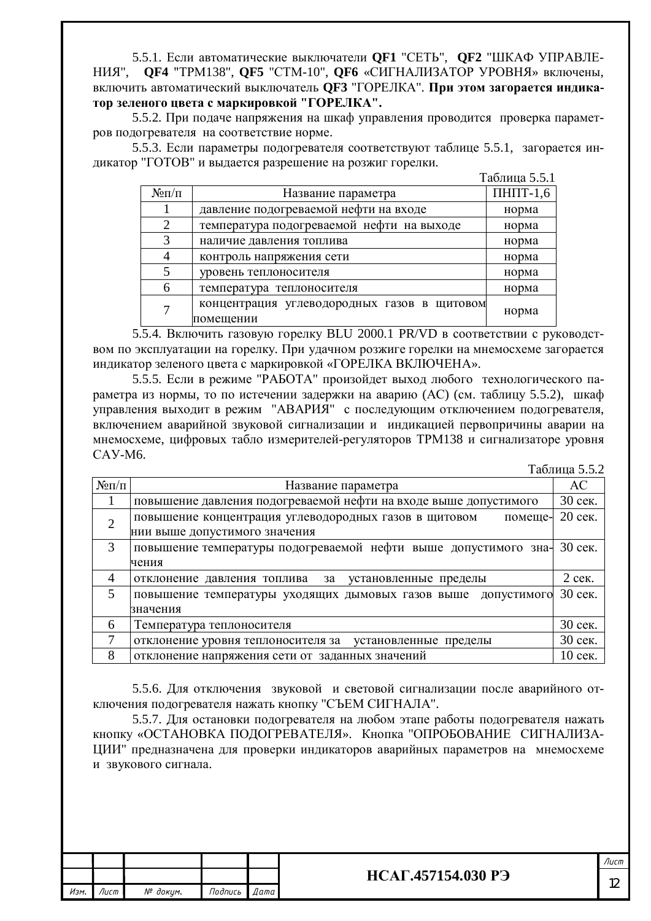5.5.1. Если автоматические выключатели **QF1** "СЕТЬ", **QF2** "ШКАФ УПРАВЛЕНИЯ", **QF4** "ТРМ138", **QF5** "СТМ-10", **QF6** «СИГНАЛИЗАТОР УРОВНЯ» включены, включить автоматический выключатель **QF3** "ГОРЕЛКА". **При этом загорается индикатор зеленого цвета с маркировкой "ГОРЕЛКА".**

5.5.2. При подаче напряжения на шкаф управления проводится проверка параметров подогревателя на соответствие норме.

5.5.3. Если параметры подогревателя соответствуют таблице 5.5.1, загорается индикатор "ГОТОВ" и выдается разрешение на розжиг горелки.

Таблица 5.5.1

| №п/п | Название параметра | ПНПТ-1,6 |
|---|---|---|
| 1 | давление подогреваемой нефти на входе | норма |
| 2 | температура подогреваемой нефти на выходе | норма |
| 3 | наличие давления топлива | норма |
| 4 | контроль напряжения сети | норма |
| 5 | уровень теплоносителя | норма |
| 6 | температура теплоносителя | норма |
| 7 | концентрация углеводородных газов в щитовом помещении | норма |

5.5.4. Включить газовую горелку BLU 2000.1 PR/VD в соответствии с руководством по эксплуатации на горелку. При удачном розжиге горелки на мнемосхеме загорается индикатор зеленого цвета с маркировкой «ГОРЕЛКА ВКЛЮЧЕНА».

5.5.5. Если в режиме "РАБОТА" произойдет выход любого технологического параметра из нормы, то по истечении задержки на аварию (АС) (см. таблицу 5.5.2), шкаф управления выходит в режим "АВАРИЯ" с последующим отключением подогревателя, включением аварийной звуковой сигнализации и индикацией первопричины аварии на мнемосхеме, цифровых табло измерителей-регуляторов ТРМ138 и сигнализаторе уровня САУ-М6.

Таблица 5.5.2

| №п/п | Название параметра | АС |
|---|---|---|
| 1 | повышение давления подогреваемой нефти на входе выше допустимого | 30 сек. |
| 2 | повышение концентрация углеводородных газов в щитовом помещении выше допустимого значения | 20 сек. |
| 3 | повышение температуры подогреваемой нефти выше допустимого значения | 30 сек. |
| 4 | отклонение давления топлива за установленные пределы | 2 сек. |
| 5 | повышение температуры уходящих дымовых газов выше допустимого значения | 30 сек. |
| 6 | Температура теплоносителя | 30 сек. |
| 7 | отклонение уровня теплоносителя за установленные пределы | 30 сек. |
| 8 | отклонение напряжения сети от заданных значений | 10 сек. |

5.5.6. Для отключения звуковой и световой сигнализации после аварийного отключения подогревателя нажать кнопку "СЪЕМ СИГНАЛА".

5.5.7. Для остановки подогревателя на любом этапе работы подогревателя нажать кнопку «ОСТАНОВКА ПОДОГРЕВАТЕЛЯ». Кнопка "ОПРОБОВАНИЕ СИГНАЛИЗАЦИИ" предназначена для проверки индикаторов аварийных параметров на мнемосхеме и звукового сигнала.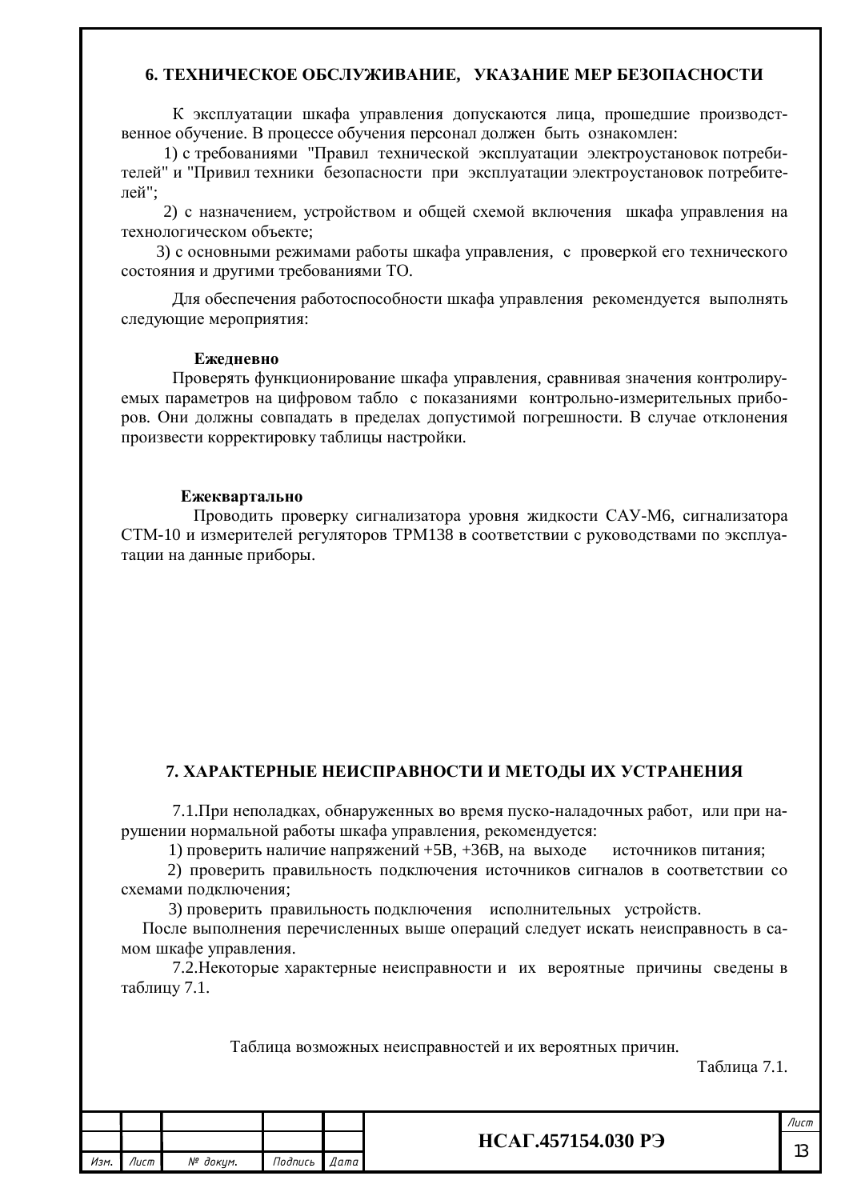## 6. ТЕХНИЧЕСКОЕ ОБСЛУЖИВАНИЕ, УКАЗАНИЕ МЕР БЕЗОПАСНОСТИ

К эксплуатации шкафа управления допускаются лица, прошедшие производственное обучение. В процессе обучения персонал должен быть ознакомлен:

1) с требованиями "Правил технической эксплуатации электроустановок потребителей" и "Привил техники безопасности при эксплуатации электроустановок потребителей";

2) с назначением, устройством и общей схемой включения шкафа управления на технологическом объекте;

3) с основными режимами работы шкафа управления, с проверкой его технического состояния и другими требованиями ТО.

Для обеспечения работоспособности шкафа управления рекомендуется выполнять следующие мероприятия:

**Ежедневно**

Проверять функционирование шкафа управления, сравнивая значения контролируемых параметров на цифровом табло с показаниями контрольно-измерительных приборов. Они должны совпадать в пределах допустимой погрешности. В случае отклонения произвести корректировку таблицы настройки.

**Ежеквартально**

Проводить проверку сигнализатора уровня жидкости САУ-М6, сигнализатора СТМ-10 и измерителей регуляторов ТРМ138 в соответствии с руководствами по эксплуатации на данные приборы.

## 7. ХАРАКТЕРНЫЕ НЕИСПРАВНОСТИ И МЕТОДЫ ИХ УСТРАНЕНИЯ

7.1.При неполадках, обнаруженных во время пуско-наладочных работ, или при нарушении нормальной работы шкафа управления, рекомендуется:

1) проверить наличие напряжений +5В, +36В, на выходе источников питания;

2) проверить правильность подключения источников сигналов в соответствии со схемами подключения;

3) проверить правильность подключения исполнительных устройств.

После выполнения перечисленных выше операций следует искать неисправность в самом шкафе управления.

7.2.Некоторые характерные неисправности и их вероятные причины сведены в таблицу 7.1.

Таблица возможных неисправностей и их вероятных причин.

Таблица 7.1.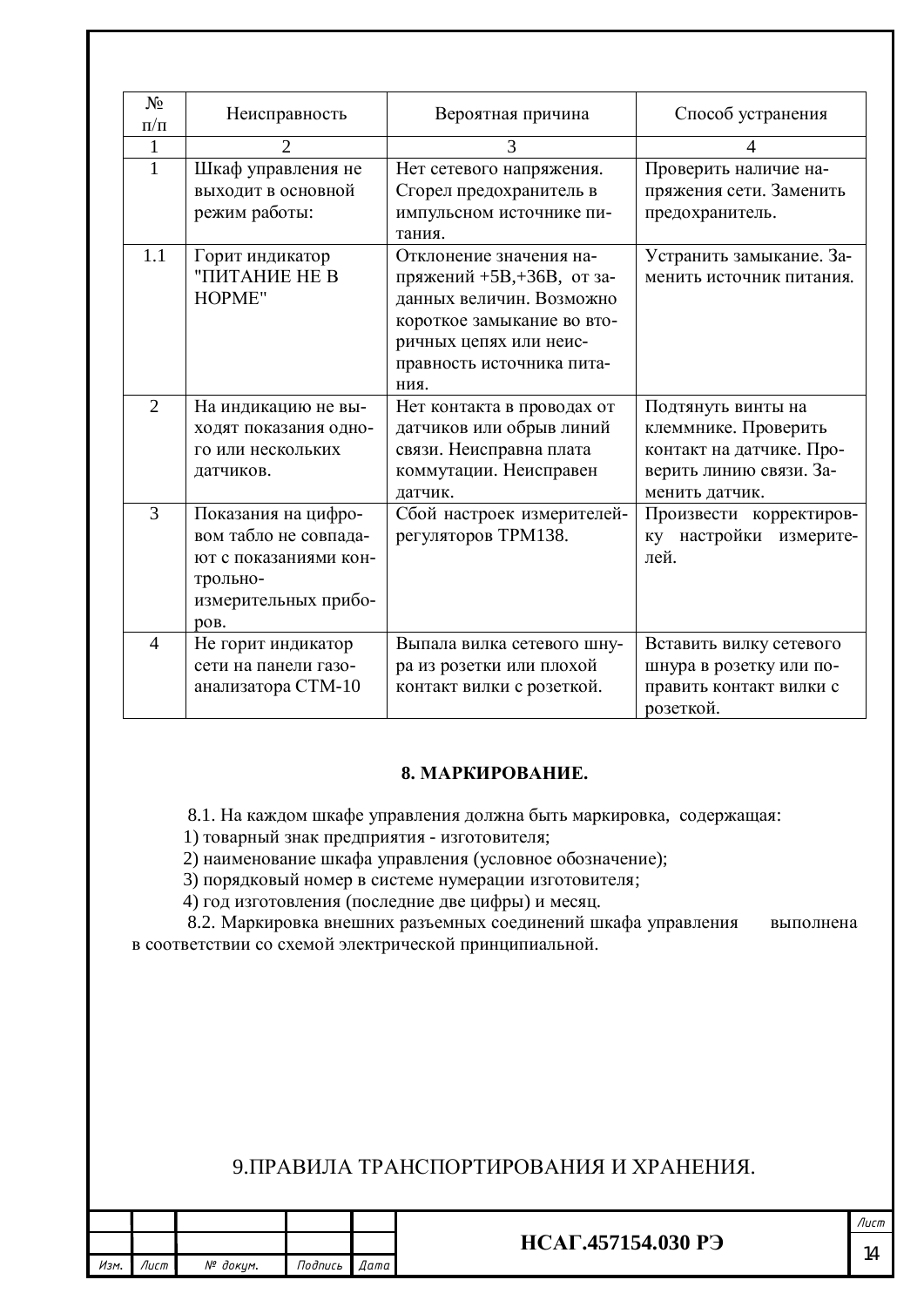| № п/п | Неисправность | Вероятная причина | Способ устранения |
|---|---|---|---|
| 1 | 2 | 3 | 4 |
| 1 | Шкаф управления не выходит в основной режим работы: | Нет сетевого напряжения. Сгорел предохранитель в импульсном источнике питания. | Проверить наличие напряжения сети. Заменить предохранитель. |
| 1.1 | Горит индикатор "ПИТАНИЕ НЕ В НОРМЕ" | Отклонение значения напряжений +5В,+36В, от заданных величин. Возможно короткое замыкание во вторичных цепях или неисправность источника питания. | Устранить замыкание. Заменить источник питания. |
| 2 | На индикацию не выходят показания одного или нескольких датчиков. | Нет контакта в проводах от датчиков или обрыв линий связи. Неисправна плата коммутации. Неисправен датчик. | Подтянуть винты на клеммнике. Проверить контакт на датчике. Проверить линию связи. Заменить датчик. |
| 3 | Показания на цифровом табло не совпадают с показаниями контрольно-измерительных приборов. | Сбой настроек измерителей-регуляторов ТРМ138. | Произвести корректировку настройки измерителей. |
| 4 | Не горит индикатор сети на панели газоанализатора СТМ-10 | Выпала вилка сетевого шнура из розетки или плохой контакт вилки с розеткой. | Вставить вилку сетевого шнура в розетку или поправить контакт вилки с розеткой. |

## 8. МАРКИРОВАНИЕ.

8.1. На каждом шкафе управления должна быть маркировка, содержащая:
1) товарный знак предприятия - изготовителя;
2) наименование шкафа управления (условное обозначение);
3) порядковый номер в системе нумерации изготовителя;
4) год изготовления (последние две цифры) и месяц.

8.2. Маркировка внешних разъемных соединений шкафа управления выполнена в соответствии со схемой электрической принципиальной.

## 9.ПРАВИЛА ТРАНСПОРТИРОВАНИЯ И ХРАНЕНИЯ.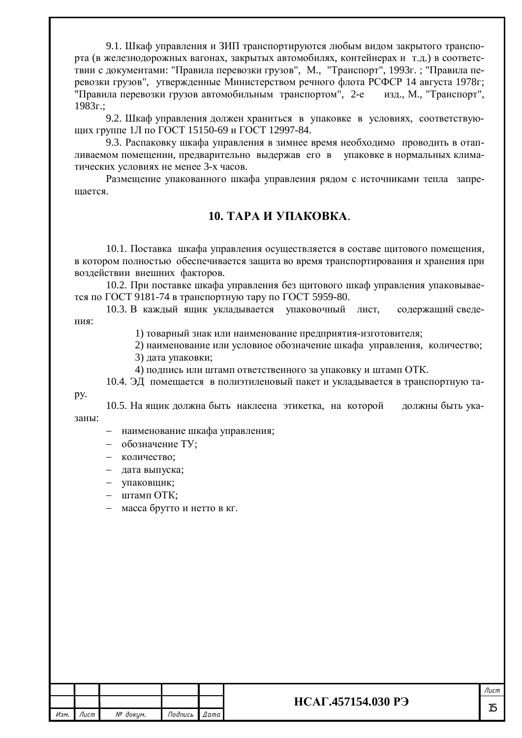9.1. Шкаф управления и ЗИП транспортируются любым видом закрытого транспорта (в железнодорожных вагонах, закрытых автомобилях, контейнерах и т.д.) в соответствии с документами: "Правила перевозки грузов", М., "Транспорт", 1993г. ; "Правила перевозки грузов", утвержденные Министерством речного флота РСФСР 14 августа 1978г; "Правила перевозки грузов автомобильным транспортом", 2-е изд., М., "Транспорт", 1983г.;

9.2. Шкаф управления должен храниться в упаковке в условиях, соответствующих группе 1Л по ГОСТ 15150-69 и ГОСТ 12997-84.

9.3. Распаковку шкафа управления в зимнее время необходимо проводить в отапливаемом помещении, предварительно выдержав его в упаковке в нормальных климатических условиях не менее 3-х часов.

Размещение упакованного шкафа управления рядом с источниками тепла запрещается.

## 10. ТАРА И УПАКОВКА.

10.1. Поставка шкафа управления осуществляется в составе щитового помещения, в котором полностью обеспечивается защита во время транспортирования и хранения при воздействии внешних факторов.

10.2. При поставке шкафа управления без щитового шкаф управления упаковывается по ГОСТ 9181-74 в транспортную тару по ГОСТ 5959-80.

10.3. В каждый ящик укладывается упаковочный лист, содержащий сведения:

1) товарный знак или наименование предприятия-изготовителя;
2) наименование или условное обозначение шкафа управления, количество;
3) дата упаковки;
4) подпись или штамп ответственного за упаковку и штамп ОТК.

10.4. ЭД помещается в полиэтиленовый пакет и укладывается в транспортную тару.

10.5. На ящик должна быть наклеена этикетка, на которой должны быть указаны:

- наименование шкафа управления;
- обозначение ТУ;
- количество;
- дата выпуска;
- упаковщик;
- штамп ОТК;
- масса брутто и нетто в кг.